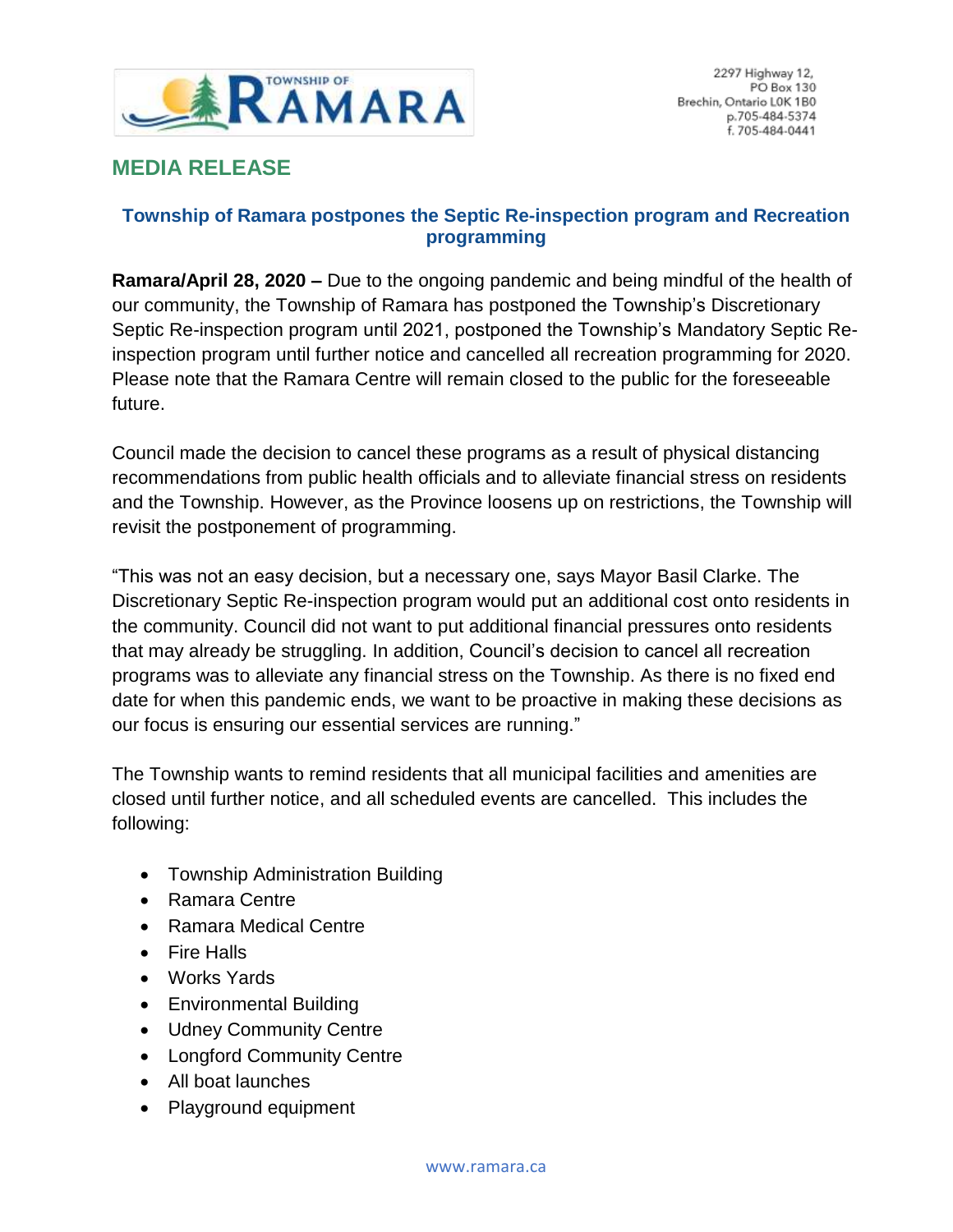TOWNSHIP OF RAMARA

2297 Highway 12,
PO Box 130
Brechin, Ontario L0K 1B0
p.705-484-5374
f. 705-484-0441

## MEDIA RELEASE

### Township of Ramara postpones the Septic Re-inspection program and Recreation programming

**Ramara/April 28, 2020 –** Due to the ongoing pandemic and being mindful of the health of our community, the Township of Ramara has postponed the Township's Discretionary Septic Re-inspection program until 2021, postponed the Township's Mandatory Septic Re-inspection program until further notice and cancelled all recreation programming for 2020. Please note that the Ramara Centre will remain closed to the public for the foreseeable future.

Council made the decision to cancel these programs as a result of physical distancing recommendations from public health officials and to alleviate financial stress on residents and the Township. However, as the Province loosens up on restrictions, the Township will revisit the postponement of programming.

"This was not an easy decision, but a necessary one, says Mayor Basil Clarke. The Discretionary Septic Re-inspection program would put an additional cost onto residents in the community. Council did not want to put additional financial pressures onto residents that may already be struggling. In addition, Council's decision to cancel all recreation programs was to alleviate any financial stress on the Township. As there is no fixed end date for when this pandemic ends, we want to be proactive in making these decisions as our focus is ensuring our essential services are running."

The Township wants to remind residents that all municipal facilities and amenities are closed until further notice, and all scheduled events are cancelled. This includes the following:

- Township Administration Building
- Ramara Centre
- Ramara Medical Centre
- Fire Halls
- Works Yards
- Environmental Building
- Udney Community Centre
- Longford Community Centre
- All boat launches
- Playground equipment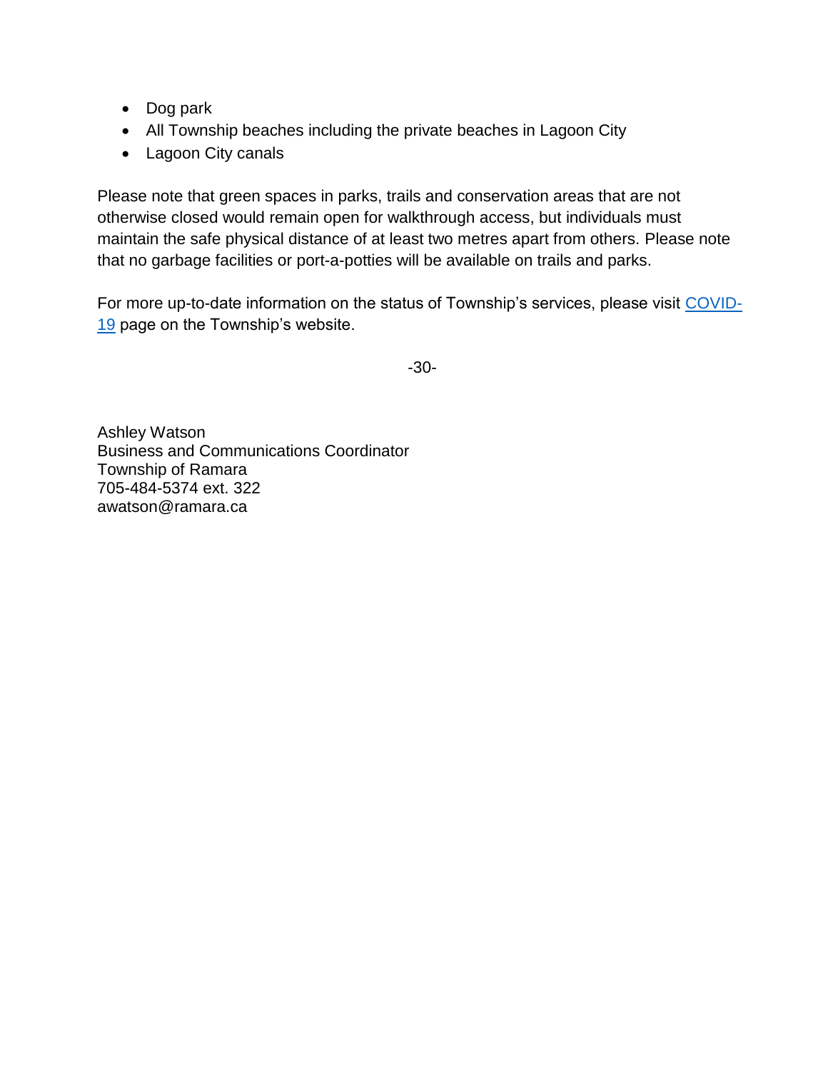- Dog park
- All Township beaches including the private beaches in Lagoon City
- Lagoon City canals

Please note that green spaces in parks, trails and conservation areas that are not otherwise closed would remain open for walkthrough access, but individuals must maintain the safe physical distance of at least two metres apart from others. Please note that no garbage facilities or port-a-potties will be available on trails and parks.

For more up-to-date information on the status of Township's services, please visit COVID-19 page on the Township's website.

-30-

Ashley Watson
Business and Communications Coordinator
Township of Ramara
705-484-5374 ext. 322
awatson@ramara.ca